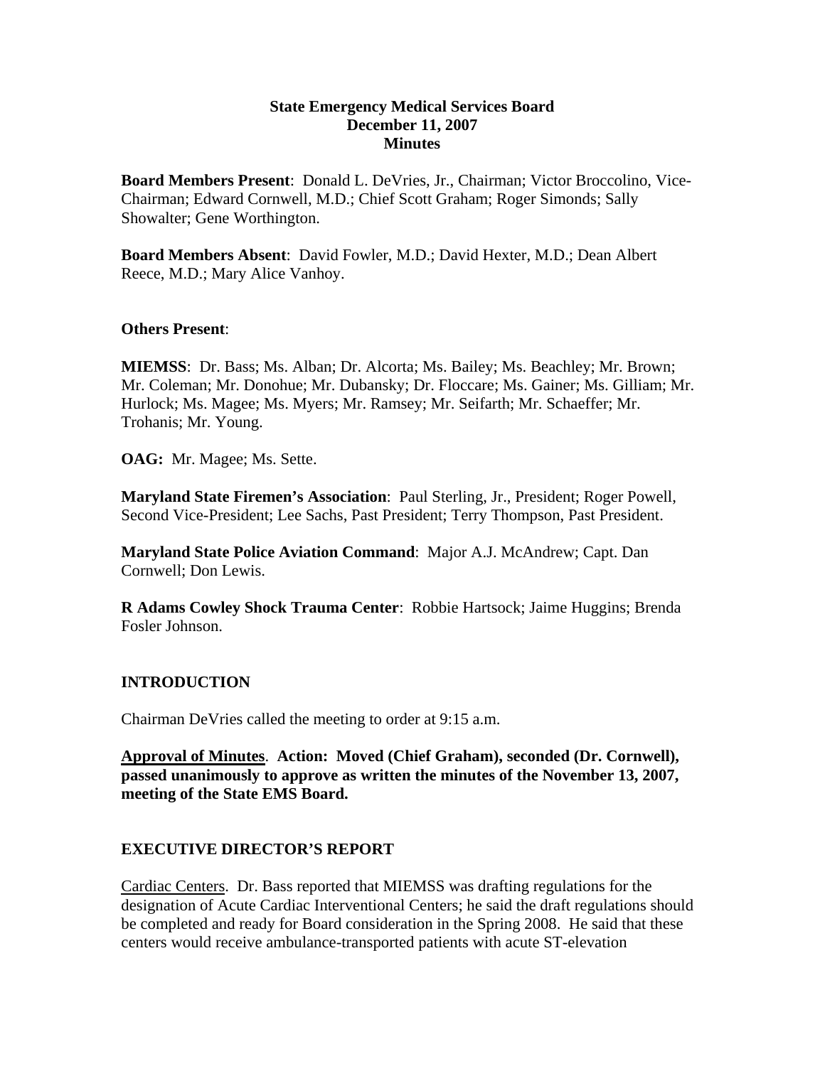**State Emergency Medical Services Board**
**December 11, 2007**
**Minutes**

**Board Members Present**: Donald L. DeVries, Jr., Chairman; Victor Broccolino, Vice-Chairman; Edward Cornwell, M.D.; Chief Scott Graham; Roger Simonds; Sally Showalter; Gene Worthington.

**Board Members Absent**: David Fowler, M.D.; David Hexter, M.D.; Dean Albert Reece, M.D.; Mary Alice Vanhoy.

**Others Present**:

**MIEMSS**: Dr. Bass; Ms. Alban; Dr. Alcorta; Ms. Bailey; Ms. Beachley; Mr. Brown; Mr. Coleman; Mr. Donohue; Mr. Dubansky; Dr. Floccare; Ms. Gainer; Ms. Gilliam; Mr. Hurlock; Ms. Magee; Ms. Myers; Mr. Ramsey; Mr. Seifarth; Mr. Schaeffer; Mr. Trohanis; Mr. Young.

**OAG:** Mr. Magee; Ms. Sette.

**Maryland State Firemen's Association**: Paul Sterling, Jr., President; Roger Powell, Second Vice-President; Lee Sachs, Past President; Terry Thompson, Past President.

**Maryland State Police Aviation Command**: Major A.J. McAndrew; Capt. Dan Cornwell; Don Lewis.

**R Adams Cowley Shock Trauma Center**: Robbie Hartsock; Jaime Huggins; Brenda Fosler Johnson.

## INTRODUCTION

Chairman DeVries called the meeting to order at 9:15 a.m.

<u>Approval of Minutes</u>. **Action: Moved (Chief Graham), seconded (Dr. Cornwell), passed unanimously to approve as written the minutes of the November 13, 2007, meeting of the State EMS Board.**

## EXECUTIVE DIRECTOR'S REPORT

<u>Cardiac Centers</u>. Dr. Bass reported that MIEMSS was drafting regulations for the designation of Acute Cardiac Interventional Centers; he said the draft regulations should be completed and ready for Board consideration in the Spring 2008. He said that these centers would receive ambulance-transported patients with acute ST-elevation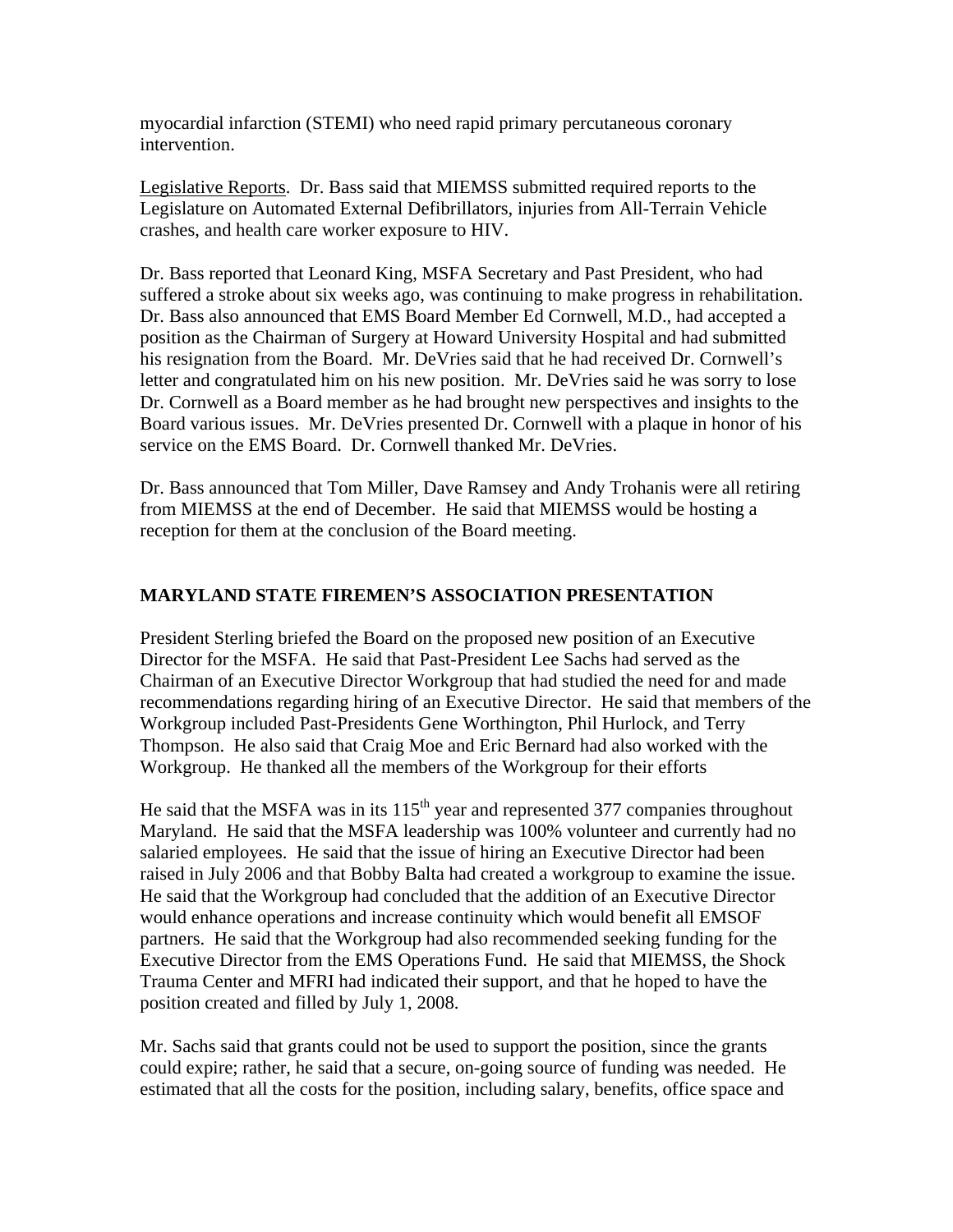myocardial infarction (STEMI) who need rapid primary percutaneous coronary intervention.

Legislative Reports. Dr. Bass said that MIEMSS submitted required reports to the Legislature on Automated External Defibrillators, injuries from All-Terrain Vehicle crashes, and health care worker exposure to HIV.

Dr. Bass reported that Leonard King, MSFA Secretary and Past President, who had suffered a stroke about six weeks ago, was continuing to make progress in rehabilitation. Dr. Bass also announced that EMS Board Member Ed Cornwell, M.D., had accepted a position as the Chairman of Surgery at Howard University Hospital and had submitted his resignation from the Board. Mr. DeVries said that he had received Dr. Cornwell's letter and congratulated him on his new position. Mr. DeVries said he was sorry to lose Dr. Cornwell as a Board member as he had brought new perspectives and insights to the Board various issues. Mr. DeVries presented Dr. Cornwell with a plaque in honor of his service on the EMS Board. Dr. Cornwell thanked Mr. DeVries.

Dr. Bass announced that Tom Miller, Dave Ramsey and Andy Trohanis were all retiring from MIEMSS at the end of December. He said that MIEMSS would be hosting a reception for them at the conclusion of the Board meeting.

## MARYLAND STATE FIREMEN'S ASSOCIATION PRESENTATION

President Sterling briefed the Board on the proposed new position of an Executive Director for the MSFA. He said that Past-President Lee Sachs had served as the Chairman of an Executive Director Workgroup that had studied the need for and made recommendations regarding hiring of an Executive Director. He said that members of the Workgroup included Past-Presidents Gene Worthington, Phil Hurlock, and Terry Thompson. He also said that Craig Moe and Eric Bernard had also worked with the Workgroup. He thanked all the members of the Workgroup for their efforts

He said that the MSFA was in its 115th year and represented 377 companies throughout Maryland. He said that the MSFA leadership was 100% volunteer and currently had no salaried employees. He said that the issue of hiring an Executive Director had been raised in July 2006 and that Bobby Balta had created a workgroup to examine the issue. He said that the Workgroup had concluded that the addition of an Executive Director would enhance operations and increase continuity which would benefit all EMSOF partners. He said that the Workgroup had also recommended seeking funding for the Executive Director from the EMS Operations Fund. He said that MIEMSS, the Shock Trauma Center and MFRI had indicated their support, and that he hoped to have the position created and filled by July 1, 2008.

Mr. Sachs said that grants could not be used to support the position, since the grants could expire; rather, he said that a secure, on-going source of funding was needed. He estimated that all the costs for the position, including salary, benefits, office space and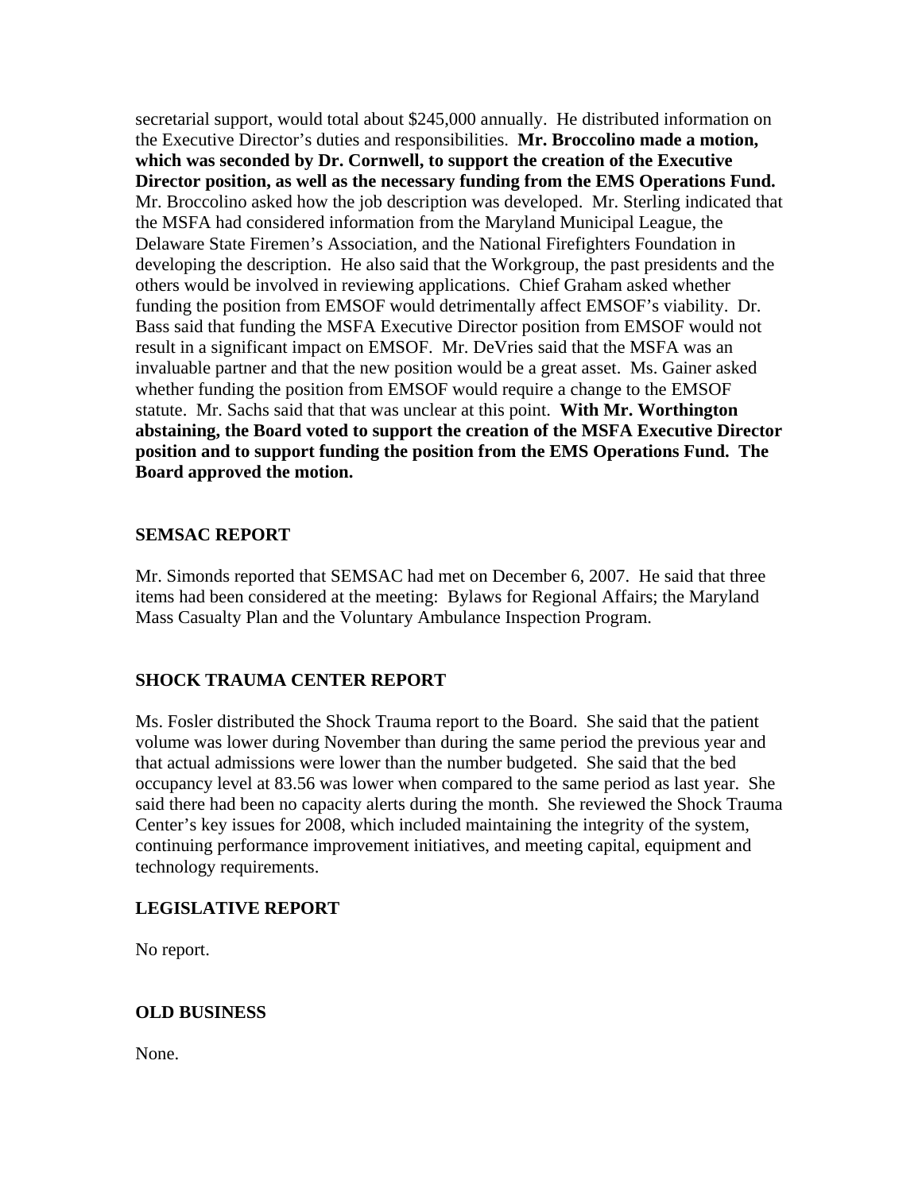secretarial support, would total about $245,000 annually. He distributed information on the Executive Director's duties and responsibilities. **Mr. Broccolino made a motion, which was seconded by Dr. Cornwell, to support the creation of the Executive Director position, as well as the necessary funding from the EMS Operations Fund.** Mr. Broccolino asked how the job description was developed. Mr. Sterling indicated that the MSFA had considered information from the Maryland Municipal League, the Delaware State Firemen's Association, and the National Firefighters Foundation in developing the description. He also said that the Workgroup, the past presidents and the others would be involved in reviewing applications. Chief Graham asked whether funding the position from EMSOF would detrimentally affect EMSOF's viability. Dr. Bass said that funding the MSFA Executive Director position from EMSOF would not result in a significant impact on EMSOF. Mr. DeVries said that the MSFA was an invaluable partner and that the new position would be a great asset. Ms. Gainer asked whether funding the position from EMSOF would require a change to the EMSOF statute. Mr. Sachs said that that was unclear at this point. **With Mr. Worthington abstaining, the Board voted to support the creation of the MSFA Executive Director position and to support funding the position from the EMS Operations Fund. The Board approved the motion.**

## SEMSAC REPORT

Mr. Simonds reported that SEMSAC had met on December 6, 2007. He said that three items had been considered at the meeting: Bylaws for Regional Affairs; the Maryland Mass Casualty Plan and the Voluntary Ambulance Inspection Program.

## SHOCK TRAUMA CENTER REPORT

Ms. Fosler distributed the Shock Trauma report to the Board. She said that the patient volume was lower during November than during the same period the previous year and that actual admissions were lower than the number budgeted. She said that the bed occupancy level at 83.56 was lower when compared to the same period as last year. She said there had been no capacity alerts during the month. She reviewed the Shock Trauma Center's key issues for 2008, which included maintaining the integrity of the system, continuing performance improvement initiatives, and meeting capital, equipment and technology requirements.

## LEGISLATIVE REPORT

No report.

## OLD BUSINESS

None.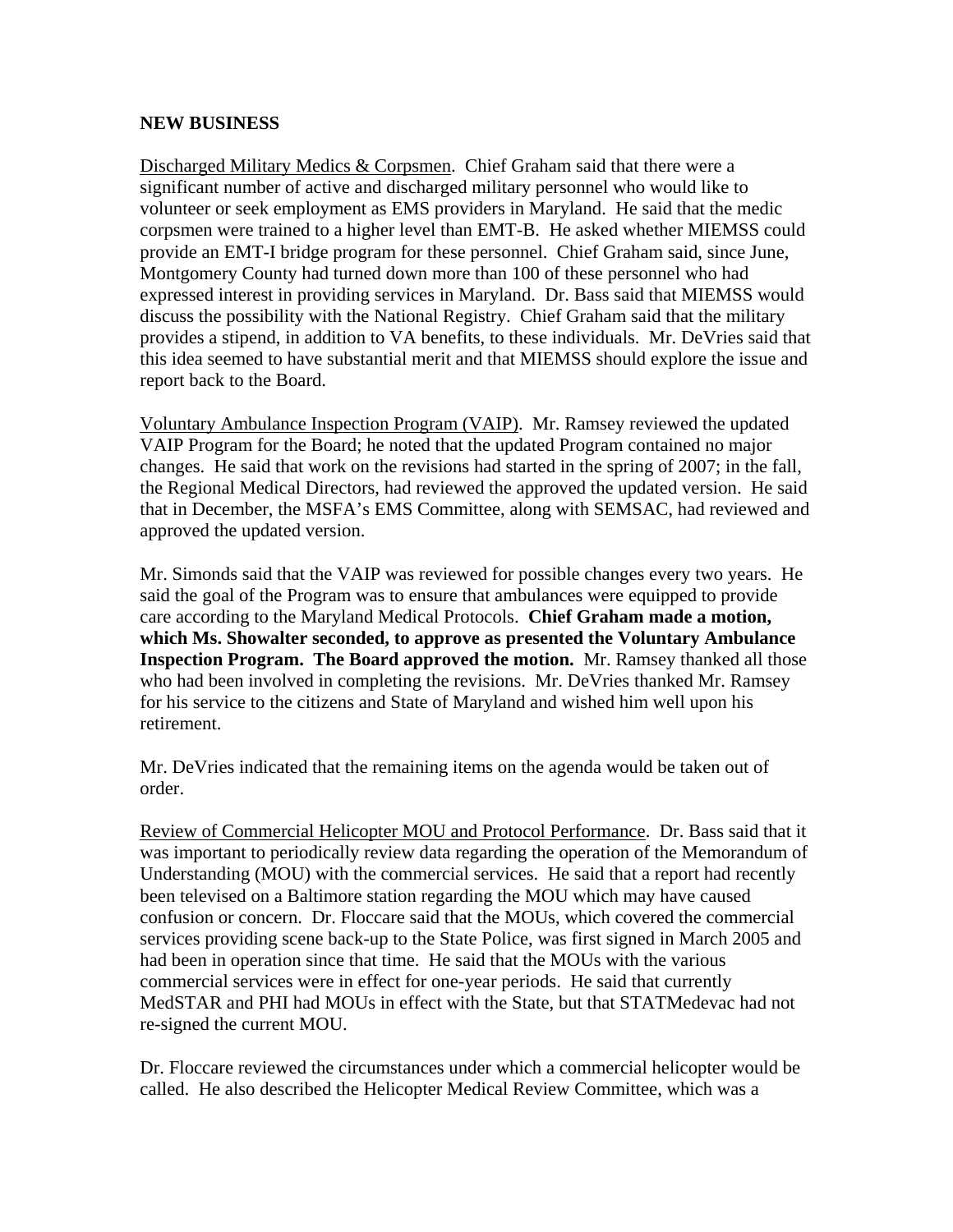**NEW BUSINESS**

Discharged Military Medics & Corpsmen. Chief Graham said that there were a significant number of active and discharged military personnel who would like to volunteer or seek employment as EMS providers in Maryland. He said that the medic corpsmen were trained to a higher level than EMT-B. He asked whether MIEMSS could provide an EMT-I bridge program for these personnel. Chief Graham said, since June, Montgomery County had turned down more than 100 of these personnel who had expressed interest in providing services in Maryland. Dr. Bass said that MIEMSS would discuss the possibility with the National Registry. Chief Graham said that the military provides a stipend, in addition to VA benefits, to these individuals. Mr. DeVries said that this idea seemed to have substantial merit and that MIEMSS should explore the issue and report back to the Board.

Voluntary Ambulance Inspection Program (VAIP). Mr. Ramsey reviewed the updated VAIP Program for the Board; he noted that the updated Program contained no major changes. He said that work on the revisions had started in the spring of 2007; in the fall, the Regional Medical Directors, had reviewed the approved the updated version. He said that in December, the MSFA's EMS Committee, along with SEMSAC, had reviewed and approved the updated version.

Mr. Simonds said that the VAIP was reviewed for possible changes every two years. He said the goal of the Program was to ensure that ambulances were equipped to provide care according to the Maryland Medical Protocols. **Chief Graham made a motion, which Ms. Showalter seconded, to approve as presented the Voluntary Ambulance Inspection Program. The Board approved the motion.** Mr. Ramsey thanked all those who had been involved in completing the revisions. Mr. DeVries thanked Mr. Ramsey for his service to the citizens and State of Maryland and wished him well upon his retirement.

Mr. DeVries indicated that the remaining items on the agenda would be taken out of order.

Review of Commercial Helicopter MOU and Protocol Performance. Dr. Bass said that it was important to periodically review data regarding the operation of the Memorandum of Understanding (MOU) with the commercial services. He said that a report had recently been televised on a Baltimore station regarding the MOU which may have caused confusion or concern. Dr. Floccare said that the MOUs, which covered the commercial services providing scene back-up to the State Police, was first signed in March 2005 and had been in operation since that time. He said that the MOUs with the various commercial services were in effect for one-year periods. He said that currently MedSTAR and PHI had MOUs in effect with the State, but that STATMedevac had not re-signed the current MOU.

Dr. Floccare reviewed the circumstances under which a commercial helicopter would be called. He also described the Helicopter Medical Review Committee, which was a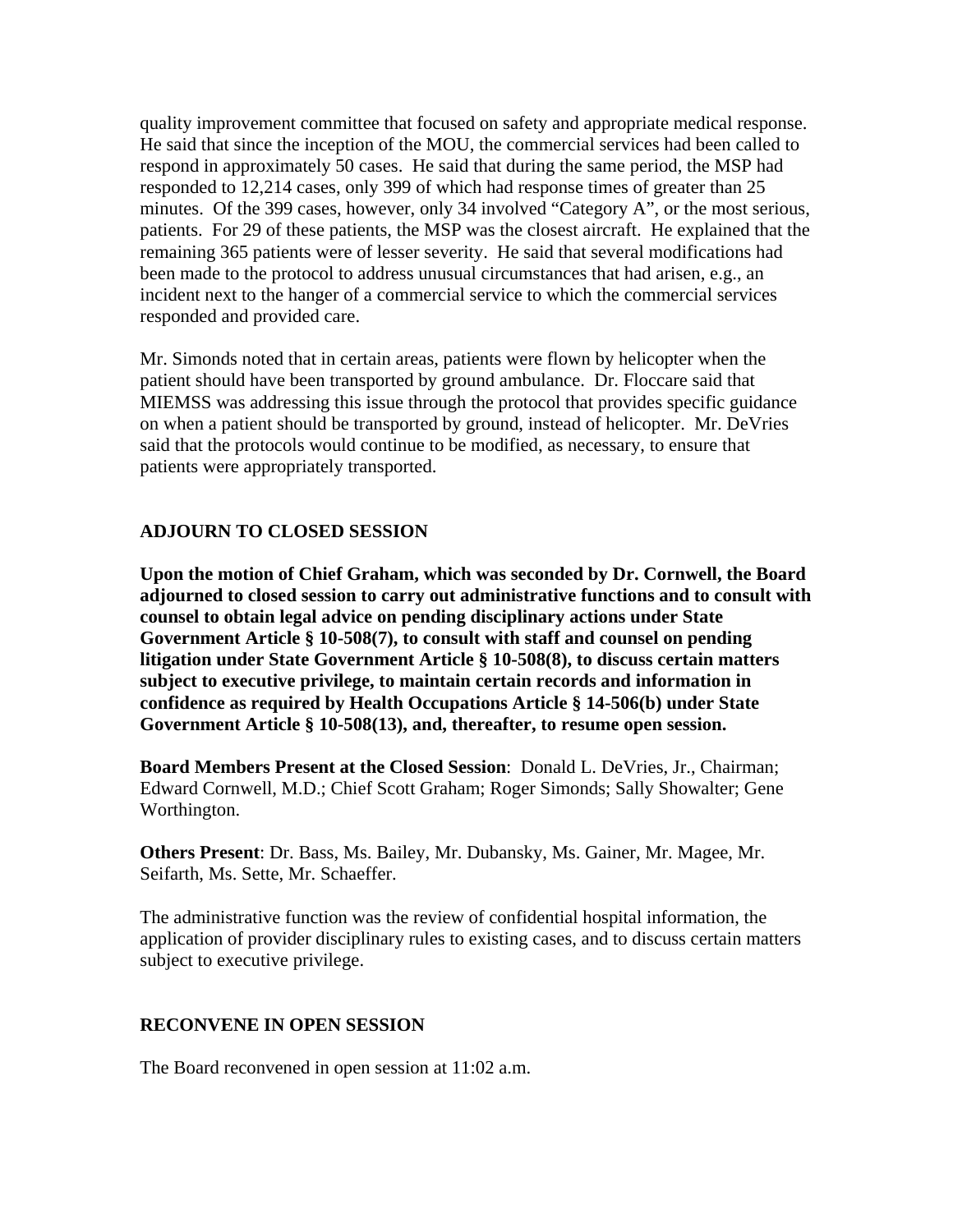quality improvement committee that focused on safety and appropriate medical response. He said that since the inception of the MOU, the commercial services had been called to respond in approximately 50 cases. He said that during the same period, the MSP had responded to 12,214 cases, only 399 of which had response times of greater than 25 minutes. Of the 399 cases, however, only 34 involved "Category A", or the most serious, patients. For 29 of these patients, the MSP was the closest aircraft. He explained that the remaining 365 patients were of lesser severity. He said that several modifications had been made to the protocol to address unusual circumstances that had arisen, e.g., an incident next to the hanger of a commercial service to which the commercial services responded and provided care.

Mr. Simonds noted that in certain areas, patients were flown by helicopter when the patient should have been transported by ground ambulance. Dr. Floccare said that MIEMSS was addressing this issue through the protocol that provides specific guidance on when a patient should be transported by ground, instead of helicopter. Mr. DeVries said that the protocols would continue to be modified, as necessary, to ensure that patients were appropriately transported.

## ADJOURN TO CLOSED SESSION

**Upon the motion of Chief Graham, which was seconded by Dr. Cornwell, the Board adjourned to closed session to carry out administrative functions and to consult with counsel to obtain legal advice on pending disciplinary actions under State Government Article § 10-508(7), to consult with staff and counsel on pending litigation under State Government Article § 10-508(8), to discuss certain matters subject to executive privilege, to maintain certain records and information in confidence as required by Health Occupations Article § 14-506(b) under State Government Article § 10-508(13), and, thereafter, to resume open session.**

**Board Members Present at the Closed Session**: Donald L. DeVries, Jr., Chairman; Edward Cornwell, M.D.; Chief Scott Graham; Roger Simonds; Sally Showalter; Gene Worthington.

**Others Present**: Dr. Bass, Ms. Bailey, Mr. Dubansky, Ms. Gainer, Mr. Magee, Mr. Seifarth, Ms. Sette, Mr. Schaeffer.

The administrative function was the review of confidential hospital information, the application of provider disciplinary rules to existing cases, and to discuss certain matters subject to executive privilege.

## RECONVENE IN OPEN SESSION

The Board reconvened in open session at 11:02 a.m.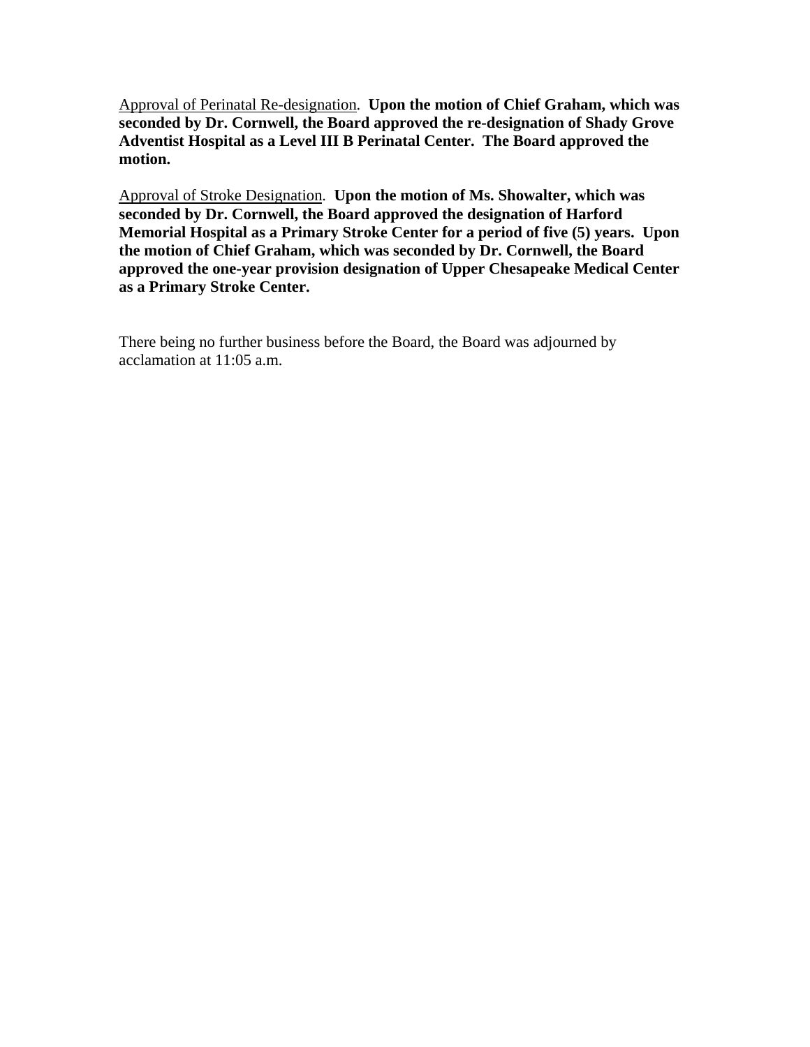Approval of Perinatal Re-designation. **Upon the motion of Chief Graham, which was seconded by Dr. Cornwell, the Board approved the re-designation of Shady Grove Adventist Hospital as a Level III B Perinatal Center. The Board approved the motion.**

Approval of Stroke Designation. **Upon the motion of Ms. Showalter, which was seconded by Dr. Cornwell, the Board approved the designation of Harford Memorial Hospital as a Primary Stroke Center for a period of five (5) years. Upon the motion of Chief Graham, which was seconded by Dr. Cornwell, the Board approved the one-year provision designation of Upper Chesapeake Medical Center as a Primary Stroke Center.**

There being no further business before the Board, the Board was adjourned by acclamation at 11:05 a.m.